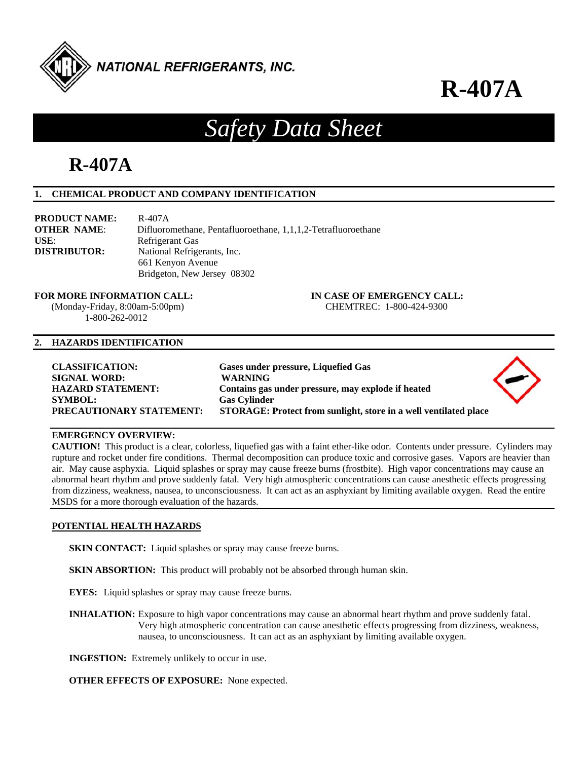NATIONAL REFRIGERANTS, INC.

# R-407A

# *Safety Data Sheet*

# R-407A

## 1. CHEMICAL PRODUCT AND COMPANY IDENTIFICATION

**PRODUCT NAME:** R-407A
**OTHER NAME**: Difluoromethane, Pentafluoroethane, 1,1,1,2-Tetrafluoroethane
**USE**: Refrigerant Gas
**DISTRIBUTOR:** National Refrigerants, Inc.
661 Kenyon Avenue
Bridgeton, New Jersey 08302

**FOR MORE INFORMATION CALL:**
(Monday-Friday, 8:00am-5:00pm)
1-800-262-0012

**IN CASE OF EMERGENCY CALL:**
CHEMTREC: 1-800-424-9300

## 2. HAZARDS IDENTIFICATION

**CLASSIFICATION:** **Gases under pressure, Liquefied Gas**
**SIGNAL WORD:** **WARNING**
**HAZARD STATEMENT:** **Contains gas under pressure, may explode if heated**
**SYMBOL:** **Gas Cylinder**
**PRECAUTIONARY STATEMENT:** **STORAGE: Protect from sunlight, store in a well ventilated place**

**EMERGENCY OVERVIEW:**
**CAUTION!** This product is a clear, colorless, liquefied gas with a faint ether-like odor. Contents under pressure. Cylinders may rupture and rocket under fire conditions. Thermal decomposition can produce toxic and corrosive gases. Vapors are heavier than air. May cause asphyxia. Liquid splashes or spray may cause freeze burns (frostbite). High vapor concentrations may cause an abnormal heart rhythm and prove suddenly fatal. Very high atmospheric concentrations can cause anesthetic effects progressing from dizziness, weakness, nausea, to unconsciousness. It can act as an asphyxiant by limiting available oxygen. Read the entire MSDS for a more thorough evaluation of the hazards.

**POTENTIAL HEALTH HAZARDS**

**SKIN CONTACT:** Liquid splashes or spray may cause freeze burns.

**SKIN ABSORPTION:** This product will probably not be absorbed through human skin.

**EYES:** Liquid splashes or spray may cause freeze burns.

**INHALATION:** Exposure to high vapor concentrations may cause an abnormal heart rhythm and prove suddenly fatal. Very high atmospheric concentration can cause anesthetic effects progressing from dizziness, weakness, nausea, to unconsciousness. It can act as an asphyxiant by limiting available oxygen.

**INGESTION:** Extremely unlikely to occur in use.

**OTHER EFFECTS OF EXPOSURE:** None expected.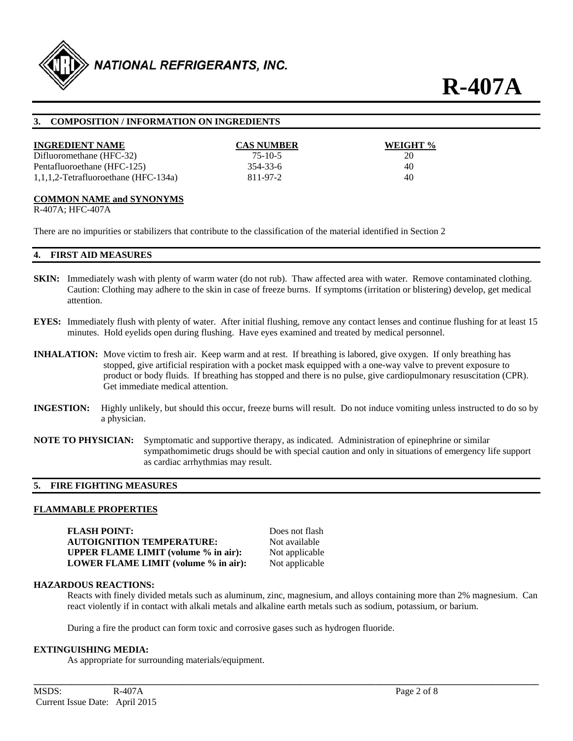## 3. COMPOSITION / INFORMATION ON INGREDIENTS

| INGREDIENT NAME | CAS NUMBER | WEIGHT % |
| --- | --- | --- |
| Difluoromethane (HFC-32) | 75-10-5 | 20 |
| Pentafluoroethane (HFC-125) | 354-33-6 | 40 |
| 1,1,1,2-Tetrafluoroethane (HFC-134a) | 811-97-2 | 40 |

**COMMON NAME and SYNONYMS**

R-407A; HFC-407A

There are no impurities or stabilizers that contribute to the classification of the material identified in Section 2

## 4. FIRST AID MEASURES

**SKIN:** Immediately wash with plenty of warm water (do not rub). Thaw affected area with water. Remove contaminated clothing. Caution: Clothing may adhere to the skin in case of freeze burns. If symptoms (irritation or blistering) develop, get medical attention.

**EYES:** Immediately flush with plenty of water. After initial flushing, remove any contact lenses and continue flushing for at least 15 minutes. Hold eyelids open during flushing. Have eyes examined and treated by medical personnel.

**INHALATION:** Move victim to fresh air. Keep warm and at rest. If breathing is labored, give oxygen. If only breathing has stopped, give artificial respiration with a pocket mask equipped with a one-way valve to prevent exposure to product or body fluids. If breathing has stopped and there is no pulse, give cardiopulmonary resuscitation (CPR). Get immediate medical attention.

**INGESTION:** Highly unlikely, but should this occur, freeze burns will result. Do not induce vomiting unless instructed to do so by a physician.

**NOTE TO PHYSICIAN:** Symptomatic and supportive therapy, as indicated. Administration of epinephrine or similar sympathomimetic drugs should be with special caution and only in situations of emergency life support as cardiac arrhythmias may result.

## 5. FIRE FIGHTING MEASURES

**FLAMMABLE PROPERTIES**

| | |
| --- | --- |
| **FLASH POINT:** | Does not flash |
| **AUTOIGNITION TEMPERATURE:** | Not available |
| **UPPER FLAME LIMIT (volume % in air):** | Not applicable |
| **LOWER FLAME LIMIT (volume % in air):** | Not applicable |

**HAZARDOUS REACTIONS:**

Reacts with finely divided metals such as aluminum, zinc, magnesium, and alloys containing more than 2% magnesium. Can react violently if in contact with alkali metals and alkaline earth metals such as sodium, potassium, or barium.

During a fire the product can form toxic and corrosive gases such as hydrogen fluoride.

**EXTINGUISHING MEDIA:**

As appropriate for surrounding materials/equipment.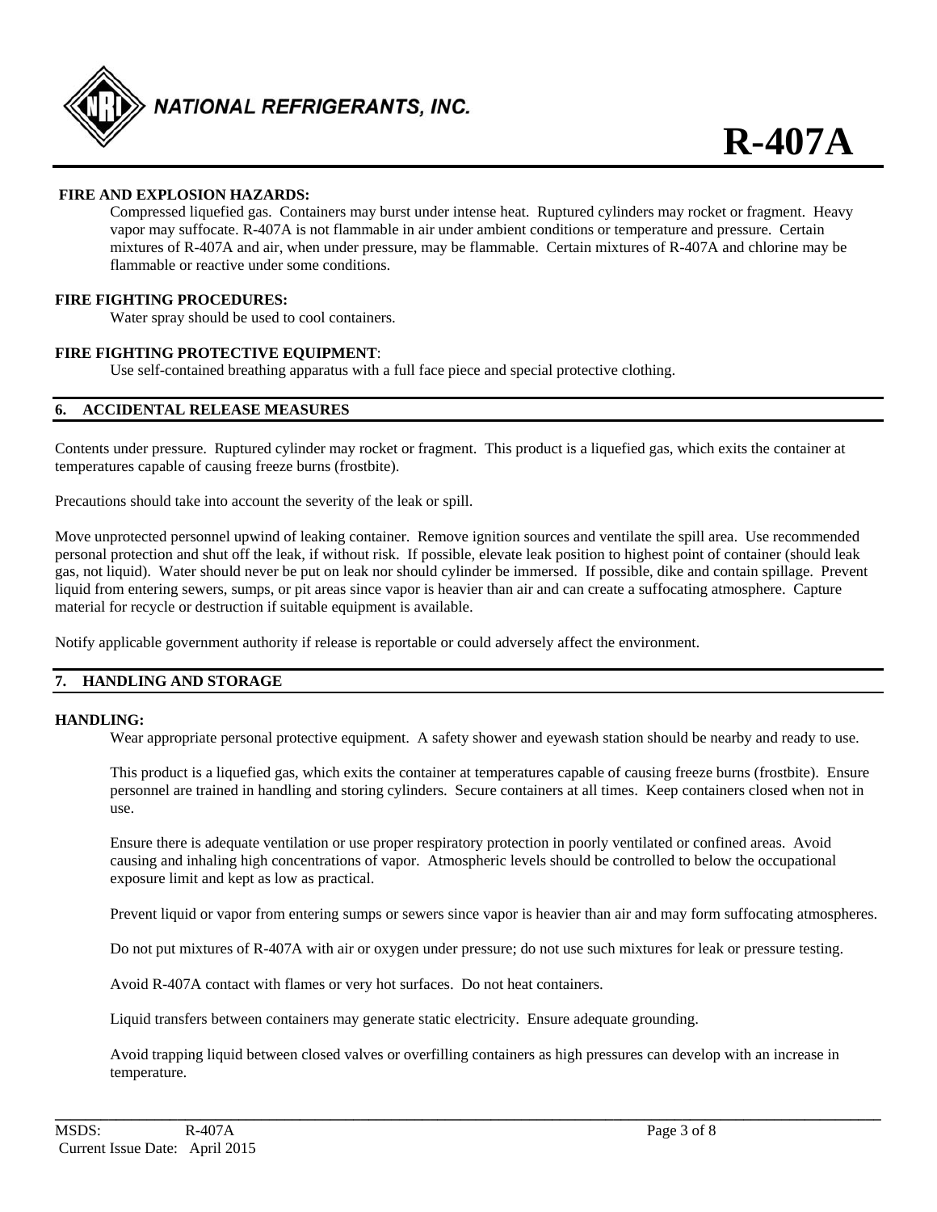**FIRE AND EXPLOSION HAZARDS:**

Compressed liquefied gas. Containers may burst under intense heat. Ruptured cylinders may rocket or fragment. Heavy vapor may suffocate. R-407A is not flammable in air under ambient conditions or temperature and pressure. Certain mixtures of R-407A and air, when under pressure, may be flammable. Certain mixtures of R-407A and chlorine may be flammable or reactive under some conditions.

**FIRE FIGHTING PROCEDURES:**

Water spray should be used to cool containers.

**FIRE FIGHTING PROTECTIVE EQUIPMENT**:

Use self-contained breathing apparatus with a full face piece and special protective clothing.

## 6. ACCIDENTAL RELEASE MEASURES

Contents under pressure. Ruptured cylinder may rocket or fragment. This product is a liquefied gas, which exits the container at temperatures capable of causing freeze burns (frostbite).

Precautions should take into account the severity of the leak or spill.

Move unprotected personnel upwind of leaking container. Remove ignition sources and ventilate the spill area. Use recommended personal protection and shut off the leak, if without risk. If possible, elevate leak position to highest point of container (should leak gas, not liquid). Water should never be put on leak nor should cylinder be immersed. If possible, dike and contain spillage. Prevent liquid from entering sewers, sumps, or pit areas since vapor is heavier than air and can create a suffocating atmosphere. Capture material for recycle or destruction if suitable equipment is available.

Notify applicable government authority if release is reportable or could adversely affect the environment.

## 7. HANDLING AND STORAGE

**HANDLING:**

Wear appropriate personal protective equipment. A safety shower and eyewash station should be nearby and ready to use.

This product is a liquefied gas, which exits the container at temperatures capable of causing freeze burns (frostbite). Ensure personnel are trained in handling and storing cylinders. Secure containers at all times. Keep containers closed when not in use.

Ensure there is adequate ventilation or use proper respiratory protection in poorly ventilated or confined areas. Avoid causing and inhaling high concentrations of vapor. Atmospheric levels should be controlled to below the occupational exposure limit and kept as low as practical.

Prevent liquid or vapor from entering sumps or sewers since vapor is heavier than air and may form suffocating atmospheres.

Do not put mixtures of R-407A with air or oxygen under pressure; do not use such mixtures for leak or pressure testing.

Avoid R-407A contact with flames or very hot surfaces. Do not heat containers.

Liquid transfers between containers may generate static electricity. Ensure adequate grounding.

Avoid trapping liquid between closed valves or overfilling containers as high pressures can develop with an increase in temperature.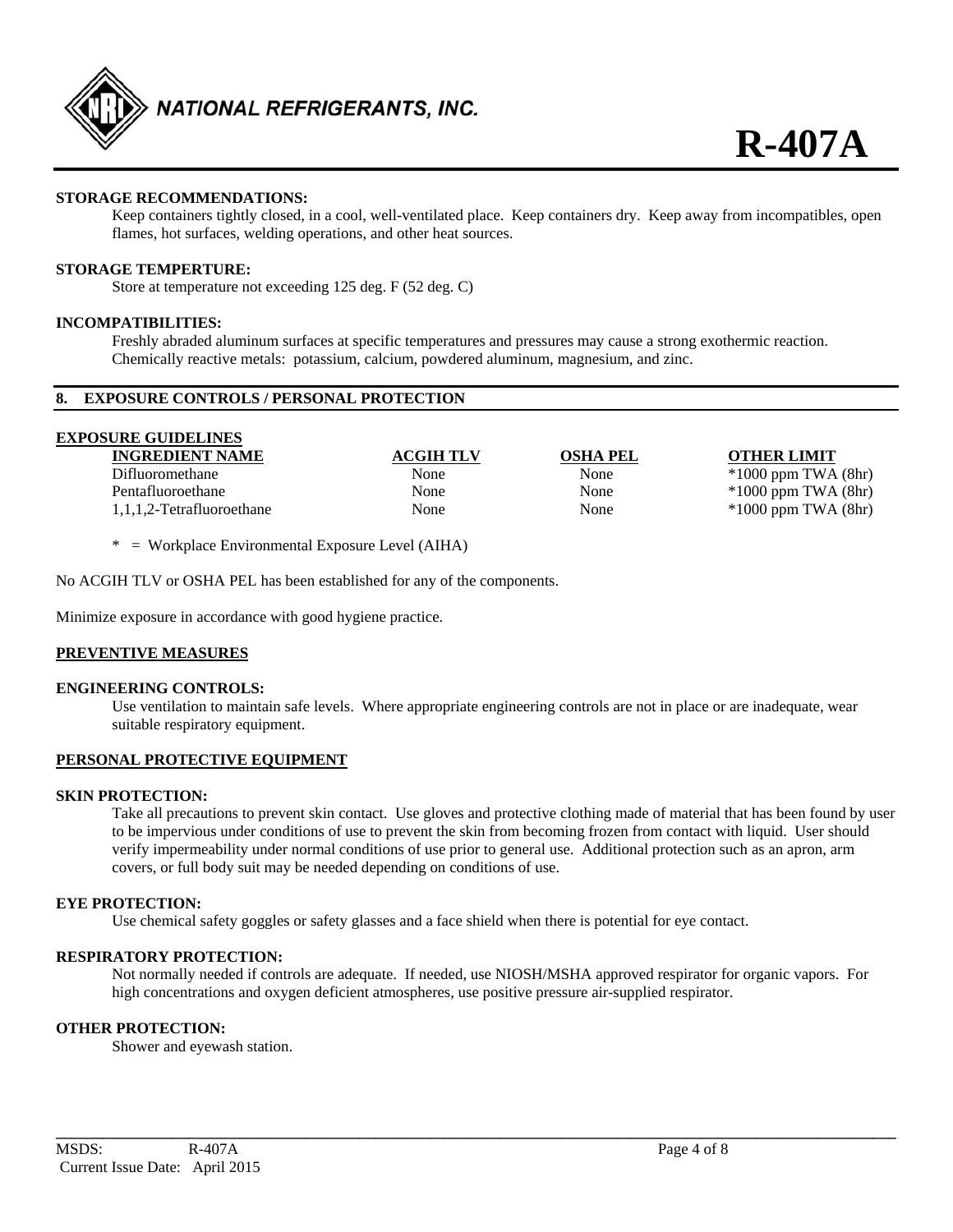**STORAGE RECOMMENDATIONS:**

Keep containers tightly closed, in a cool, well-ventilated place. Keep containers dry. Keep away from incompatibles, open flames, hot surfaces, welding operations, and other heat sources.

**STORAGE TEMPERTURE:**

Store at temperature not exceeding 125 deg. F (52 deg. C)

**INCOMPATIBILITIES:**

Freshly abraded aluminum surfaces at specific temperatures and pressures may cause a strong exothermic reaction. Chemically reactive metals: potassium, calcium, powdered aluminum, magnesium, and zinc.

## 8. EXPOSURE CONTROLS / PERSONAL PROTECTION

**EXPOSURE GUIDELINES**

| INGREDIENT NAME | ACGIH TLV | OSHA PEL | OTHER LIMIT |
|---|---|---|---|
| Difluoromethane | None | None | *1000 ppm TWA (8hr) |
| Pentafluoroethane | None | None | *1000 ppm TWA (8hr) |
| 1,1,1,2-Tetrafluoroethane | None | None | *1000 ppm TWA (8hr) |

* = Workplace Environmental Exposure Level (AIHA)

No ACGIH TLV or OSHA PEL has been established for any of the components.

Minimize exposure in accordance with good hygiene practice.

**PREVENTIVE MEASURES**

**ENGINEERING CONTROLS:**

Use ventilation to maintain safe levels. Where appropriate engineering controls are not in place or are inadequate, wear suitable respiratory equipment.

**PERSONAL PROTECTIVE EQUIPMENT**

**SKIN PROTECTION:**

Take all precautions to prevent skin contact. Use gloves and protective clothing made of material that has been found by user to be impervious under conditions of use to prevent the skin from becoming frozen from contact with liquid. User should verify impermeability under normal conditions of use prior to general use. Additional protection such as an apron, arm covers, or full body suit may be needed depending on conditions of use.

**EYE PROTECTION:**

Use chemical safety goggles or safety glasses and a face shield when there is potential for eye contact.

**RESPIRATORY PROTECTION:**

Not normally needed if controls are adequate. If needed, use NIOSH/MSHA approved respirator for organic vapors. For high concentrations and oxygen deficient atmospheres, use positive pressure air-supplied respirator.

**OTHER PROTECTION:**

Shower and eyewash station.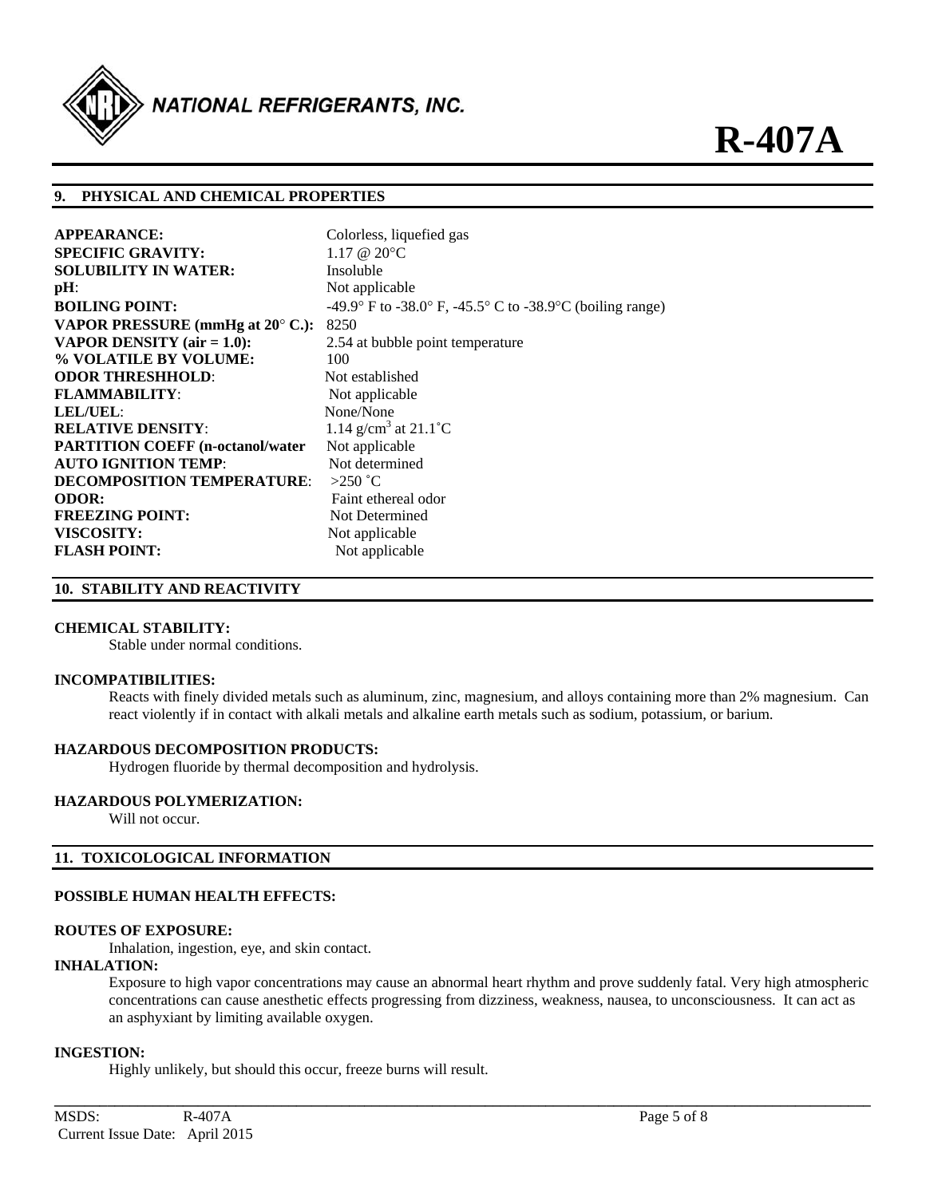## 9. PHYSICAL AND CHEMICAL PROPERTIES

| | |
|---|---|
| **APPEARANCE:** | Colorless, liquefied gas |
| **SPECIFIC GRAVITY:** | 1.17 @ 20°C |
| **SOLUBILITY IN WATER:** | Insoluble |
| **pH**: | Not applicable |
| **BOILING POINT:** | -49.9° F to -38.0° F, -45.5° C to -38.9°C (boiling range) |
| **VAPOR PRESSURE (mmHg at 20° C.):** | 8250 |
| **VAPOR DENSITY (air = 1.0):** | 2.54 at bubble point temperature |
| **% VOLATILE BY VOLUME:** | 100 |
| **ODOR THRESHHOLD**: | Not established |
| **FLAMMABILITY**: | Not applicable |
| **LEL/UEL**: | None/None |
| **RELATIVE DENSITY**: | 1.14 $g/cm^3$ at 21.1˚C |
| **PARTITION COEFF (n-octanol/water** | Not applicable |
| **AUTO IGNITION TEMP**: | Not determined |
| **DECOMPOSITION TEMPERATURE**: | >250 ˚C |
| **ODOR:** | Faint ethereal odor |
| **FREEZING POINT:** | Not Determined |
| **VISCOSITY:** | Not applicable |
| **FLASH POINT:** | Not applicable |

## 10. STABILITY AND REACTIVITY

**CHEMICAL STABILITY:**

Stable under normal conditions.

**INCOMPATIBILITIES:**

Reacts with finely divided metals such as aluminum, zinc, magnesium, and alloys containing more than 2% magnesium. Can react violently if in contact with alkali metals and alkaline earth metals such as sodium, potassium, or barium.

**HAZARDOUS DECOMPOSITION PRODUCTS:**

Hydrogen fluoride by thermal decomposition and hydrolysis.

**HAZARDOUS POLYMERIZATION:**

Will not occur.

## 11. TOXICOLOGICAL INFORMATION

**POSSIBLE HUMAN HEALTH EFFECTS:**

**ROUTES OF EXPOSURE:**

Inhalation, ingestion, eye, and skin contact.

**INHALATION:**

Exposure to high vapor concentrations may cause an abnormal heart rhythm and prove suddenly fatal. Very high atmospheric concentrations can cause anesthetic effects progressing from dizziness, weakness, nausea, to unconsciousness. It can act as an asphyxiant by limiting available oxygen.

**INGESTION:**

Highly unlikely, but should this occur, freeze burns will result.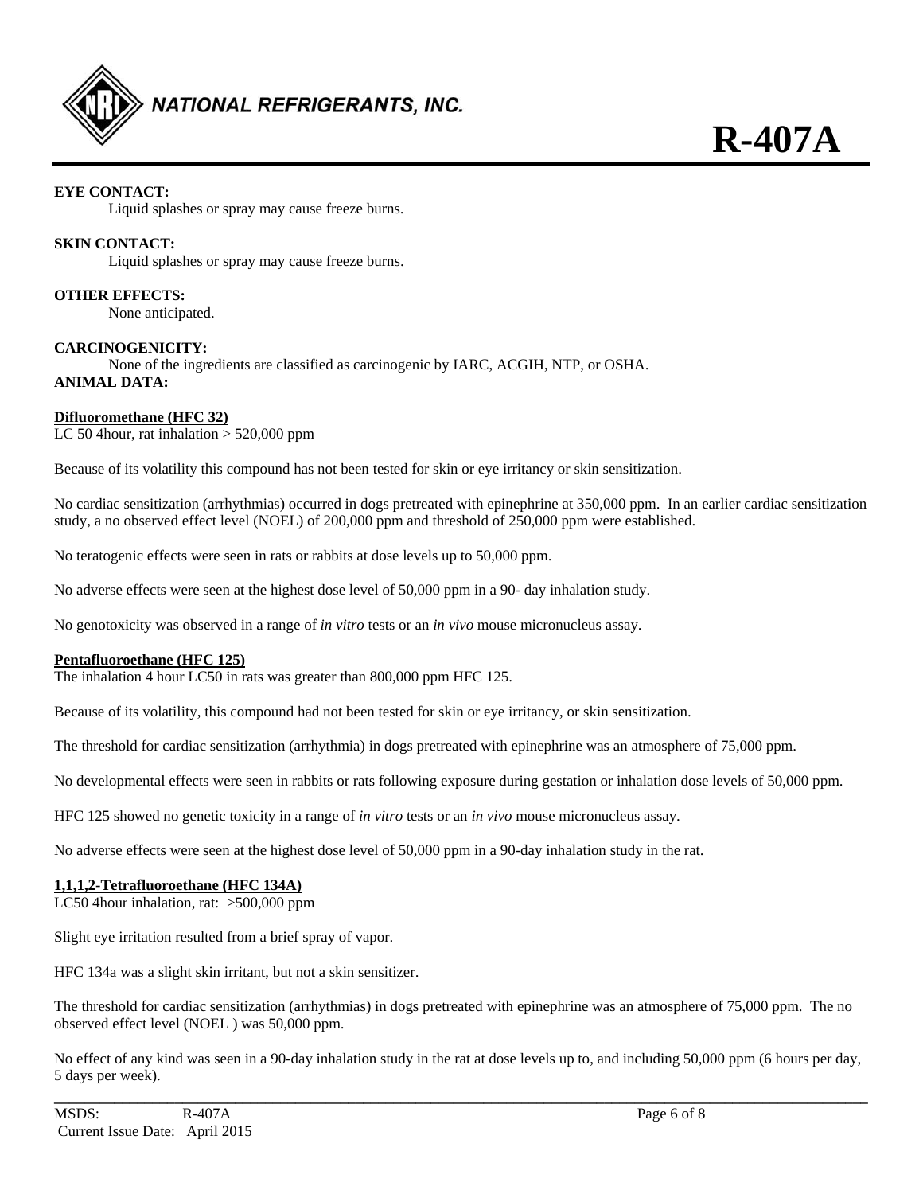**EYE CONTACT:**

Liquid splashes or spray may cause freeze burns.

**SKIN CONTACT:**

Liquid splashes or spray may cause freeze burns.

**OTHER EFFECTS:**

None anticipated.

**CARCINOGENICITY:**

None of the ingredients are classified as carcinogenic by IARC, ACGIH, NTP, or OSHA.

**ANIMAL DATA:**

**Difluoromethane (HFC 32)**

LC 50 4hour, rat inhalation > 520,000 ppm

Because of its volatility this compound has not been tested for skin or eye irritancy or skin sensitization.

No cardiac sensitization (arrhythmias) occurred in dogs pretreated with epinephrine at 350,000 ppm. In an earlier cardiac sensitization study, a no observed effect level (NOEL) of 200,000 ppm and threshold of 250,000 ppm were established.

No teratogenic effects were seen in rats or rabbits at dose levels up to 50,000 ppm.

No adverse effects were seen at the highest dose level of 50,000 ppm in a 90- day inhalation study.

No genotoxicity was observed in a range of *in vitro* tests or an *in vivo* mouse micronucleus assay.

**Pentafluoroethane (HFC 125)**

The inhalation 4 hour LC50 in rats was greater than 800,000 ppm HFC 125.

Because of its volatility, this compound had not been tested for skin or eye irritancy, or skin sensitization.

The threshold for cardiac sensitization (arrhythmia) in dogs pretreated with epinephrine was an atmosphere of 75,000 ppm.

No developmental effects were seen in rabbits or rats following exposure during gestation or inhalation dose levels of 50,000 ppm.

HFC 125 showed no genetic toxicity in a range of *in vitro* tests or an *in vivo* mouse micronucleus assay.

No adverse effects were seen at the highest dose level of 50,000 ppm in a 90-day inhalation study in the rat.

**1,1,1,2-Tetrafluoroethane (HFC 134A)**

LC50 4hour inhalation, rat: >500,000 ppm

Slight eye irritation resulted from a brief spray of vapor.

HFC 134a was a slight skin irritant, but not a skin sensitizer.

The threshold for cardiac sensitization (arrhythmias) in dogs pretreated with epinephrine was an atmosphere of 75,000 ppm. The no observed effect level (NOEL ) was 50,000 ppm.

No effect of any kind was seen in a 90-day inhalation study in the rat at dose levels up to, and including 50,000 ppm (6 hours per day, 5 days per week).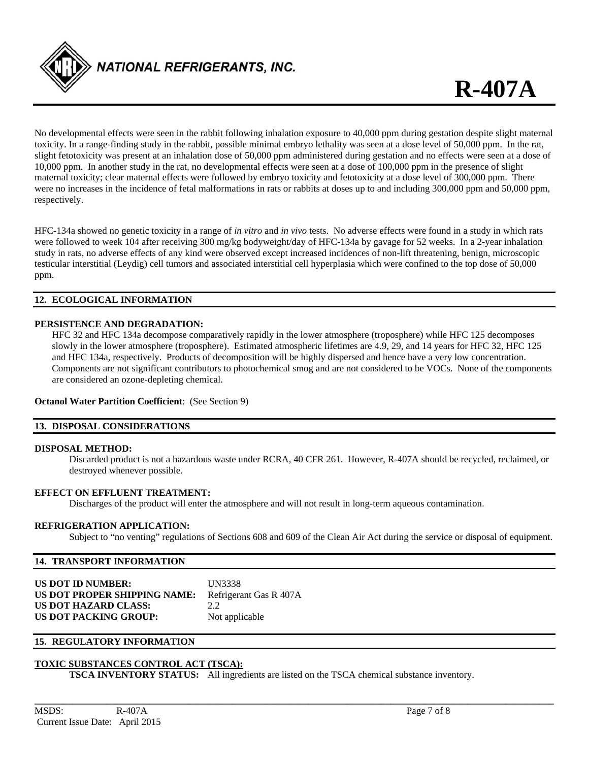No developmental effects were seen in the rabbit following inhalation exposure to 40,000 ppm during gestation despite slight maternal toxicity. In a range-finding study in the rabbit, possible minimal embryo lethality was seen at a dose level of 50,000 ppm. In the rat, slight fetotoxicity was present at an inhalation dose of 50,000 ppm administered during gestation and no effects were seen at a dose of 10,000 ppm. In another study in the rat, no developmental effects were seen at a dose of 100,000 ppm in the presence of slight maternal toxicity; clear maternal effects were followed by embryo toxicity and fetotoxicity at a dose level of 300,000 ppm. There were no increases in the incidence of fetal malformations in rats or rabbits at doses up to and including 300,000 ppm and 50,000 ppm, respectively.

HFC-134a showed no genetic toxicity in a range of *in vitro* and *in vivo* tests. No adverse effects were found in a study in which rats were followed to week 104 after receiving 300 mg/kg bodyweight/day of HFC-134a by gavage for 52 weeks. In a 2-year inhalation study in rats, no adverse effects of any kind were observed except increased incidences of non-lift threatening, benign, microscopic testicular interstitial (Leydig) cell tumors and associated interstitial cell hyperplasia which were confined to the top dose of 50,000 ppm.

## 12. ECOLOGICAL INFORMATION

**PERSISTENCE AND DEGRADATION:**

HFC 32 and HFC 134a decompose comparatively rapidly in the lower atmosphere (troposphere) while HFC 125 decomposes slowly in the lower atmosphere (troposphere). Estimated atmospheric lifetimes are 4.9, 29, and 14 years for HFC 32, HFC 125 and HFC 134a, respectively. Products of decomposition will be highly dispersed and hence have a very low concentration. Components are not significant contributors to photochemical smog and are not considered to be VOCs. None of the components are considered an ozone-depleting chemical.

**Octanol Water Partition Coefficient**: (See Section 9)

## 13. DISPOSAL CONSIDERATIONS

**DISPOSAL METHOD:**

Discarded product is not a hazardous waste under RCRA, 40 CFR 261. However, R-407A should be recycled, reclaimed, or destroyed whenever possible.

**EFFECT ON EFFLUENT TREATMENT:**

Discharges of the product will enter the atmosphere and will not result in long-term aqueous contamination.

**REFRIGERATION APPLICATION:**

Subject to "no venting" regulations of Sections 608 and 609 of the Clean Air Act during the service or disposal of equipment.

## 14. TRANSPORT INFORMATION

| | |
|---|---|
| **US DOT ID NUMBER:** | UN3338 |
| **US DOT PROPER SHIPPING NAME:** | Refrigerant Gas R 407A |
| **US DOT HAZARD CLASS:** | 2.2 |
| **US DOT PACKING GROUP:** | Not applicable |

## 15. REGULATORY INFORMATION

**TOXIC SUBSTANCES CONTROL ACT (TSCA):**

**TSCA INVENTORY STATUS:** All ingredients are listed on the TSCA chemical substance inventory.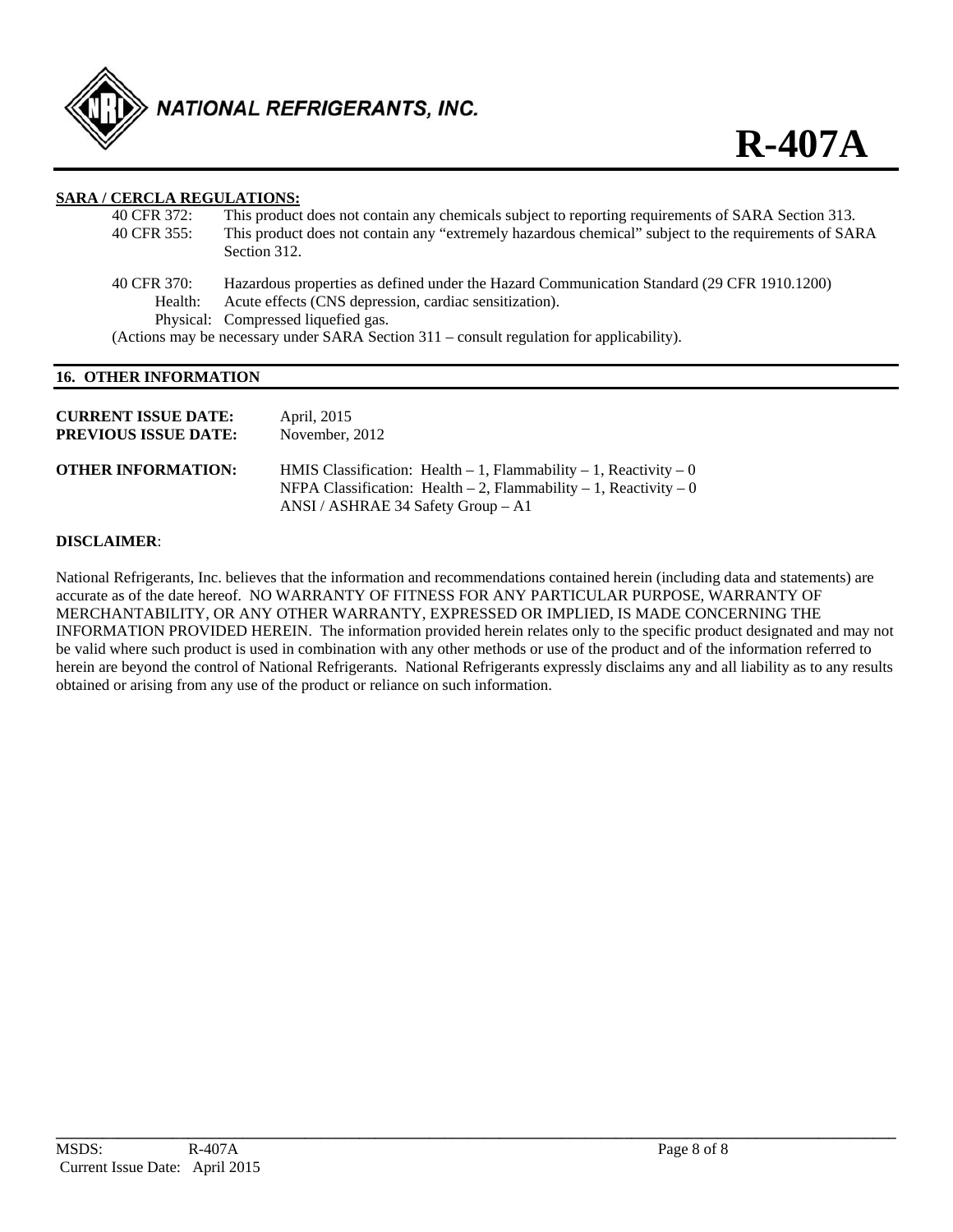**SARA / CERCLA REGULATIONS:**

| | |
|---|---|
| 40 CFR 372: | This product does not contain any chemicals subject to reporting requirements of SARA Section 313. |
| 40 CFR 355: | This product does not contain any "extremely hazardous chemical" subject to the requirements of SARA Section 312. |
| 40 CFR 370: | Hazardous properties as defined under the Hazard Communication Standard (29 CFR 1910.1200) |
| Health: | Acute effects (CNS depression, cardiac sensitization). |
| Physical: | Compressed liquefied gas. |

(Actions may be necessary under SARA Section 311 – consult regulation for applicability).

## 16. OTHER INFORMATION

**CURRENT ISSUE DATE:** April, 2015
**PREVIOUS ISSUE DATE:** November, 2012

**OTHER INFORMATION:**
HMIS Classification: Health – 1, Flammability – 1, Reactivity – 0
NFPA Classification: Health – 2, Flammability – 1, Reactivity – 0
ANSI / ASHRAE 34 Safety Group – A1

**DISCLAIMER**:

National Refrigerants, Inc. believes that the information and recommendations contained herein (including data and statements) are accurate as of the date hereof. NO WARRANTY OF FITNESS FOR ANY PARTICULAR PURPOSE, WARRANTY OF MERCHANTABILITY, OR ANY OTHER WARRANTY, EXPRESSED OR IMPLIED, IS MADE CONCERNING THE INFORMATION PROVIDED HEREIN. The information provided herein relates only to the specific product designated and may not be valid where such product is used in combination with any other methods or use of the product and of the information referred to herein are beyond the control of National Refrigerants. National Refrigerants expressly disclaims any and all liability as to any results obtained or arising from any use of the product or reliance on such information.